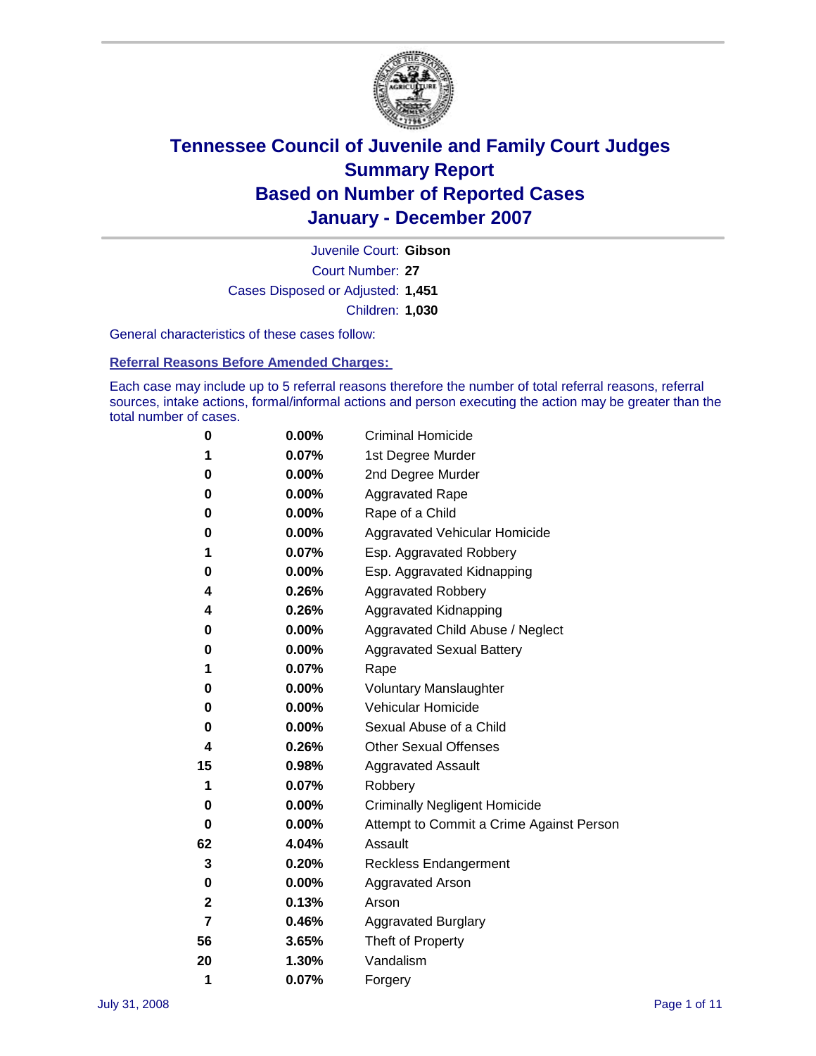# Tennessee Council of Juvenile and Family Court Judges
# Summary Report
# Based on Number of Reported Cases
# January - December 2007

Juvenile Court: **Gibson**
Court Number: **27**
Cases Disposed or Adjusted: **1,451**
Children: **1,030**

General characteristics of these cases follow:

## Referral Reasons Before Amended Charges:

Each case may include up to 5 referral reasons therefore the number of total referral reasons, referral sources, intake actions, formal/informal actions and person executing the action may be greater than the total number of cases.

| Count | Percent | Referral Reason |
|---|---|---|
| 0 | 0.00% | Criminal Homicide |
| 1 | 0.07% | 1st Degree Murder |
| 0 | 0.00% | 2nd Degree Murder |
| 0 | 0.00% | Aggravated Rape |
| 0 | 0.00% | Rape of a Child |
| 0 | 0.00% | Aggravated Vehicular Homicide |
| 1 | 0.07% | Esp. Aggravated Robbery |
| 0 | 0.00% | Esp. Aggravated Kidnapping |
| 4 | 0.26% | Aggravated Robbery |
| 4 | 0.26% | Aggravated Kidnapping |
| 0 | 0.00% | Aggravated Child Abuse / Neglect |
| 0 | 0.00% | Aggravated Sexual Battery |
| 1 | 0.07% | Rape |
| 0 | 0.00% | Voluntary Manslaughter |
| 0 | 0.00% | Vehicular Homicide |
| 0 | 0.00% | Sexual Abuse of a Child |
| 4 | 0.26% | Other Sexual Offenses |
| 15 | 0.98% | Aggravated Assault |
| 1 | 0.07% | Robbery |
| 0 | 0.00% | Criminally Negligent Homicide |
| 0 | 0.00% | Attempt to Commit a Crime Against Person |
| 62 | 4.04% | Assault |
| 3 | 0.20% | Reckless Endangerment |
| 0 | 0.00% | Aggravated Arson |
| 2 | 0.13% | Arson |
| 7 | 0.46% | Aggravated Burglary |
| 56 | 3.65% | Theft of Property |
| 20 | 1.30% | Vandalism |
| 1 | 0.07% | Forgery |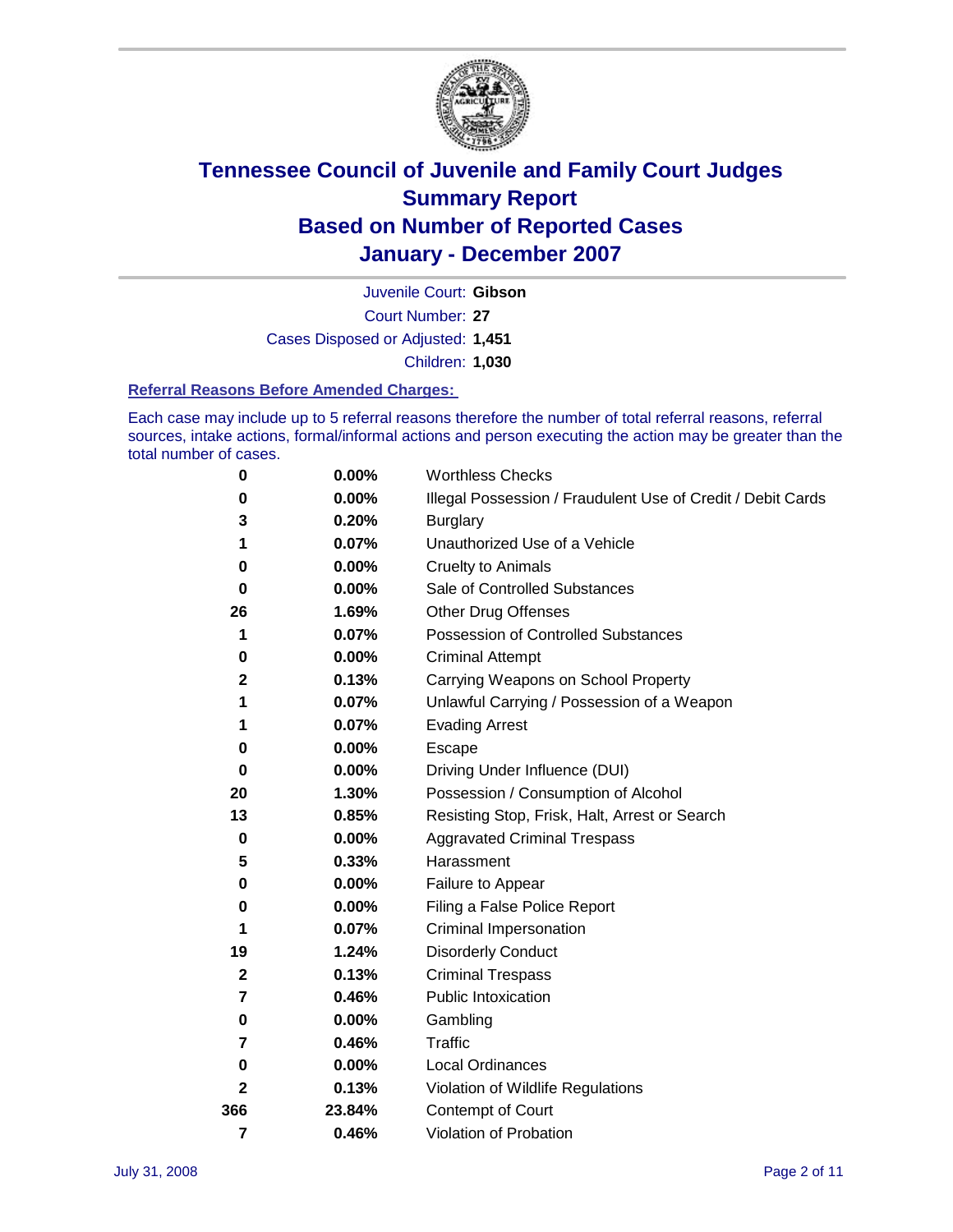# Tennessee Council of Juvenile and Family Court Judges
## Summary Report
## Based on Number of Reported Cases
## January - December 2007

Juvenile Court: **Gibson**

Court Number: **27**

Cases Disposed or Adjusted: **1,451**

Children: **1,030**

### Referral Reasons Before Amended Charges:

Each case may include up to 5 referral reasons therefore the number of total referral reasons, referral sources, intake actions, formal/informal actions and person executing the action may be greater than the total number of cases.

| | | |
|---|---|---|
| 0 | 0.00% | Worthless Checks |
| 0 | 0.00% | Illegal Possession / Fraudulent Use of Credit / Debit Cards |
| 3 | 0.20% | Burglary |
| 1 | 0.07% | Unauthorized Use of a Vehicle |
| 0 | 0.00% | Cruelty to Animals |
| 0 | 0.00% | Sale of Controlled Substances |
| 26 | 1.69% | Other Drug Offenses |
| 1 | 0.07% | Possession of Controlled Substances |
| 0 | 0.00% | Criminal Attempt |
| 2 | 0.13% | Carrying Weapons on School Property |
| 1 | 0.07% | Unlawful Carrying / Possession of a Weapon |
| 1 | 0.07% | Evading Arrest |
| 0 | 0.00% | Escape |
| 0 | 0.00% | Driving Under Influence (DUI) |
| 20 | 1.30% | Possession / Consumption of Alcohol |
| 13 | 0.85% | Resisting Stop, Frisk, Halt, Arrest or Search |
| 0 | 0.00% | Aggravated Criminal Trespass |
| 5 | 0.33% | Harassment |
| 0 | 0.00% | Failure to Appear |
| 0 | 0.00% | Filing a False Police Report |
| 1 | 0.07% | Criminal Impersonation |
| 19 | 1.24% | Disorderly Conduct |
| 2 | 0.13% | Criminal Trespass |
| 7 | 0.46% | Public Intoxication |
| 0 | 0.00% | Gambling |
| 7 | 0.46% | Traffic |
| 0 | 0.00% | Local Ordinances |
| 2 | 0.13% | Violation of Wildlife Regulations |
| 366 | 23.84% | Contempt of Court |
| 7 | 0.46% | Violation of Probation |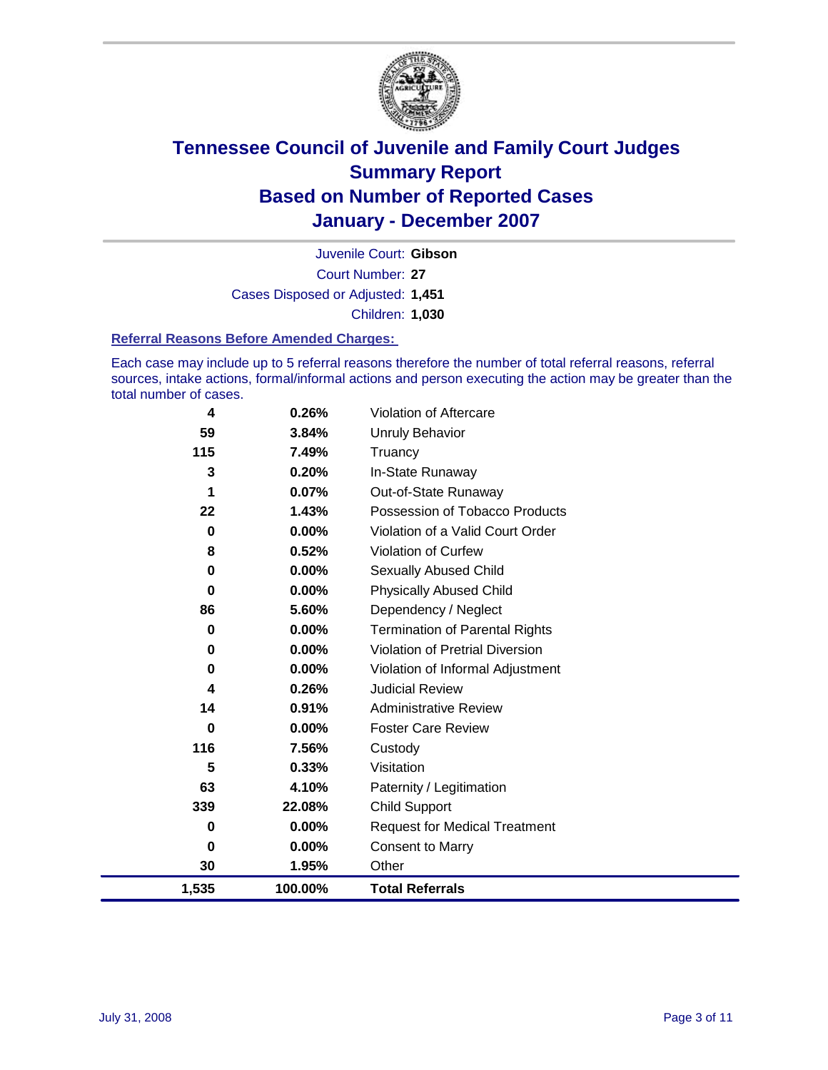# Tennessee Council of Juvenile and Family Court Judges
## Summary Report
## Based on Number of Reported Cases
## January - December 2007

Juvenile Court: **Gibson**

Court Number: **27**

Cases Disposed or Adjusted: **1,451**

Children: **1,030**

### Referral Reasons Before Amended Charges:

Each case may include up to 5 referral reasons therefore the number of total referral reasons, referral sources, intake actions, formal/informal actions and person executing the action may be greater than the total number of cases.

| | | |
|---|---|---|
| 4 | 0.26% | Violation of Aftercare |
| 59 | 3.84% | Unruly Behavior |
| 115 | 7.49% | Truancy |
| 3 | 0.20% | In-State Runaway |
| 1 | 0.07% | Out-of-State Runaway |
| 22 | 1.43% | Possession of Tobacco Products |
| 0 | 0.00% | Violation of a Valid Court Order |
| 8 | 0.52% | Violation of Curfew |
| 0 | 0.00% | Sexually Abused Child |
| 0 | 0.00% | Physically Abused Child |
| 86 | 5.60% | Dependency / Neglect |
| 0 | 0.00% | Termination of Parental Rights |
| 0 | 0.00% | Violation of Pretrial Diversion |
| 0 | 0.00% | Violation of Informal Adjustment |
| 4 | 0.26% | Judicial Review |
| 14 | 0.91% | Administrative Review |
| 0 | 0.00% | Foster Care Review |
| 116 | 7.56% | Custody |
| 5 | 0.33% | Visitation |
| 63 | 4.10% | Paternity / Legitimation |
| 339 | 22.08% | Child Support |
| 0 | 0.00% | Request for Medical Treatment |
| 0 | 0.00% | Consent to Marry |
| 30 | 1.95% | Other |
| **1,535** | **100.00%** | **Total Referrals** |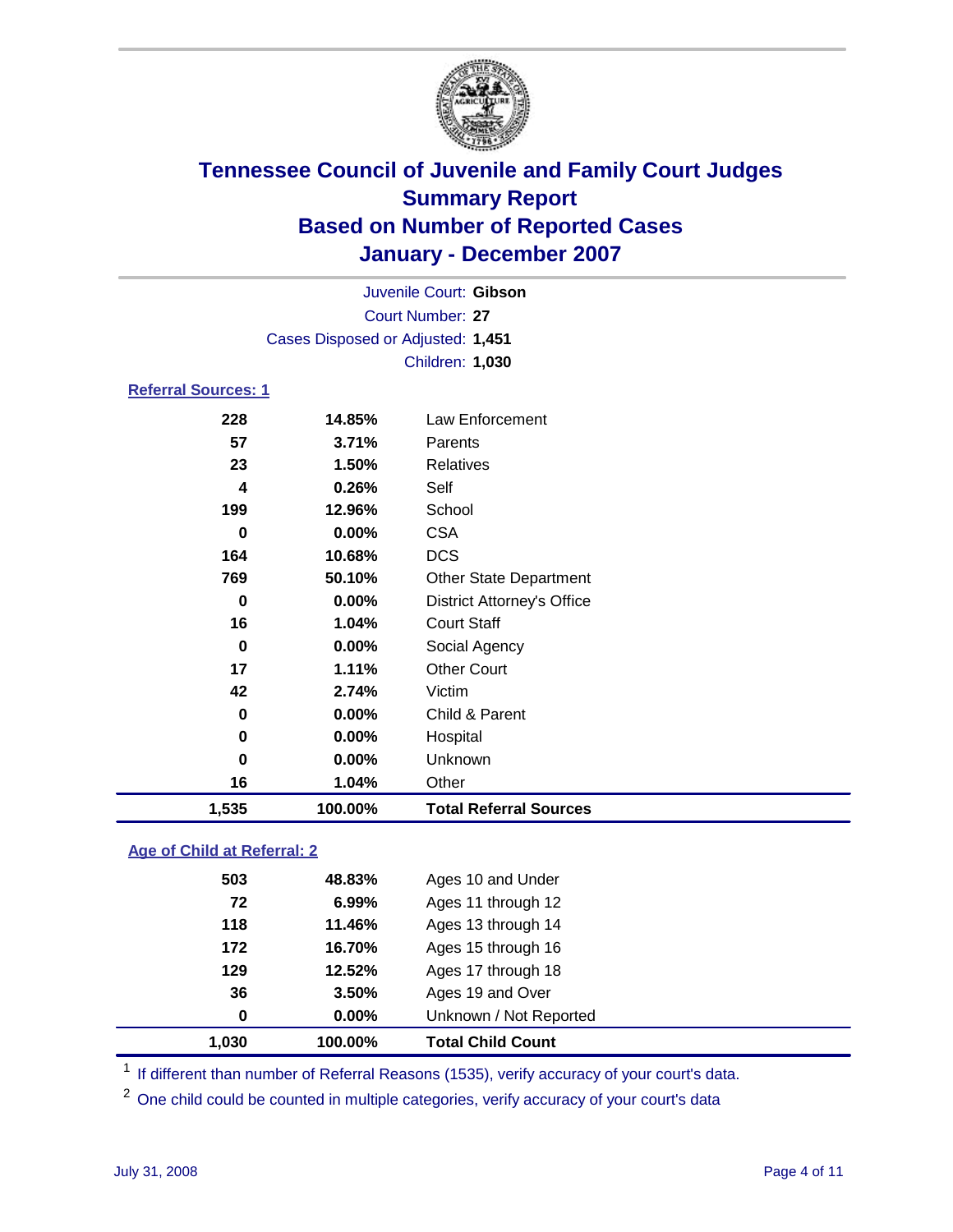# Tennessee Council of Juvenile and Family Court Judges
## Summary Report
## Based on Number of Reported Cases
## January - December 2007

Juvenile Court: **Gibson**
Court Number: **27**
Cases Disposed or Adjusted: **1,451**
Children: **1,030**

### Referral Sources: 1

| | | |
|---|---|---|
| 228 | 14.85% | Law Enforcement |
| 57 | 3.71% | Parents |
| 23 | 1.50% | Relatives |
| 4 | 0.26% | Self |
| 199 | 12.96% | School |
| 0 | 0.00% | CSA |
| 164 | 10.68% | DCS |
| 769 | 50.10% | Other State Department |
| 0 | 0.00% | District Attorney's Office |
| 16 | 1.04% | Court Staff |
| 0 | 0.00% | Social Agency |
| 17 | 1.11% | Other Court |
| 42 | 2.74% | Victim |
| 0 | 0.00% | Child & Parent |
| 0 | 0.00% | Hospital |
| 0 | 0.00% | Unknown |
| 16 | 1.04% | Other |
| **1,535** | **100.00%** | **Total Referral Sources** |

### Age of Child at Referral: 2

| | | |
|---|---|---|
| 503 | 48.83% | Ages 10 and Under |
| 72 | 6.99% | Ages 11 through 12 |
| 118 | 11.46% | Ages 13 through 14 |
| 172 | 16.70% | Ages 15 through 16 |
| 129 | 12.52% | Ages 17 through 18 |
| 36 | 3.50% | Ages 19 and Over |
| 0 | 0.00% | Unknown / Not Reported |
| **1,030** | **100.00%** | **Total Child Count** |

[1] If different than number of Referral Reasons (1535), verify accuracy of your court's data.

[2] One child could be counted in multiple categories, verify accuracy of your court's data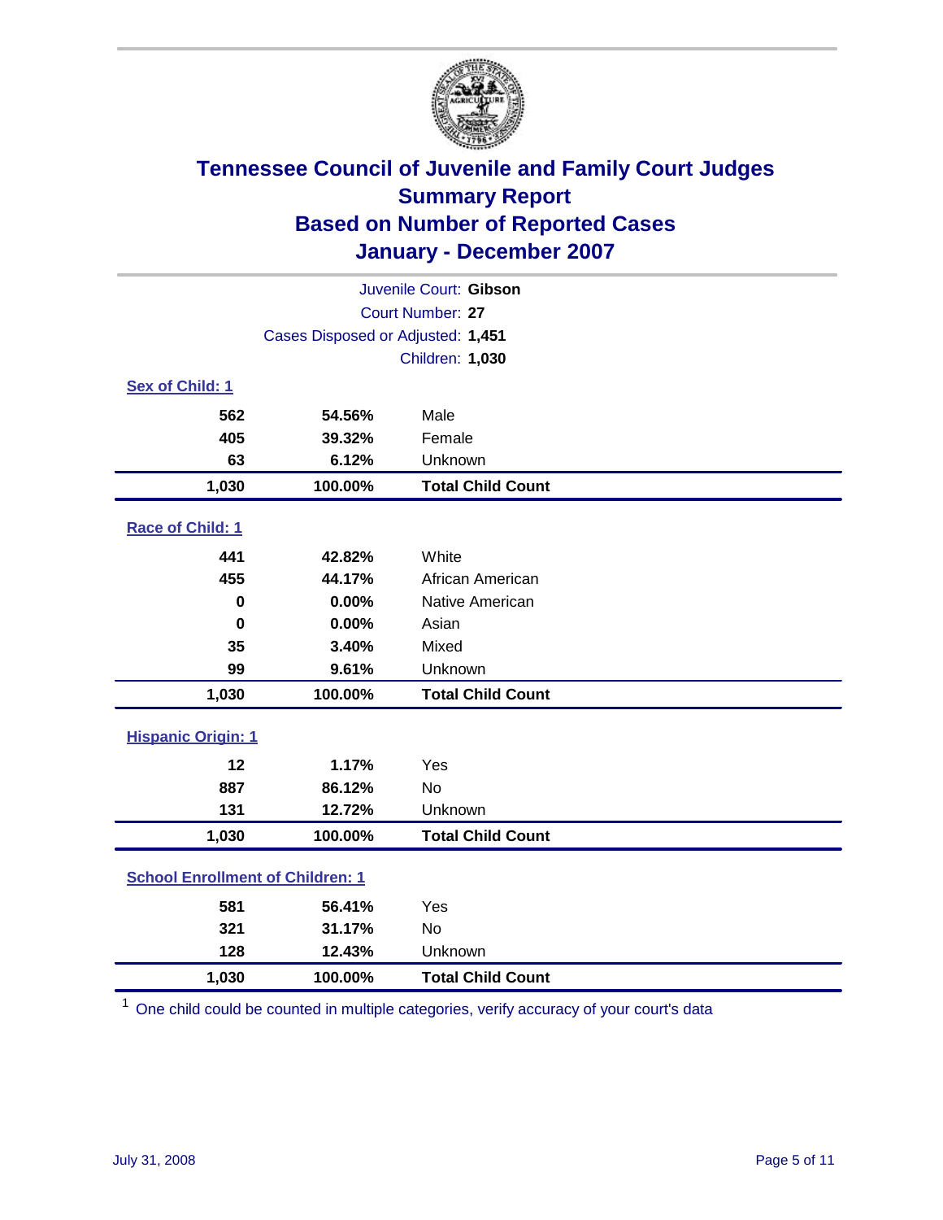# Tennessee Council of Juvenile and Family Court Judges
## Summary Report
## Based on Number of Reported Cases
## January - December 2007

Juvenile Court: **Gibson**
Court Number: **27**
Cases Disposed or Adjusted: **1,451**
Children: **1,030**

**Sex of Child: 1**

| | | |
|---|---|---|
| 562 | 54.56% | Male |
| 405 | 39.32% | Female |
| 63 | 6.12% | Unknown |
| **1,030** | **100.00%** | **Total Child Count** |

**Race of Child: 1**

| | | |
|---|---|---|
| 441 | 42.82% | White |
| 455 | 44.17% | African American |
| 0 | 0.00% | Native American |
| 0 | 0.00% | Asian |
| 35 | 3.40% | Mixed |
| 99 | 9.61% | Unknown |
| **1,030** | **100.00%** | **Total Child Count** |

**Hispanic Origin: 1**

| | | |
|---|---|---|
| 12 | 1.17% | Yes |
| 887 | 86.12% | No |
| 131 | 12.72% | Unknown |
| **1,030** | **100.00%** | **Total Child Count** |

**School Enrollment of Children: 1**

| | | |
|---|---|---|
| 581 | 56.41% | Yes |
| 321 | 31.17% | No |
| 128 | 12.43% | Unknown |
| **1,030** | **100.00%** | **Total Child Count** |

[1] One child could be counted in multiple categories, verify accuracy of your court's data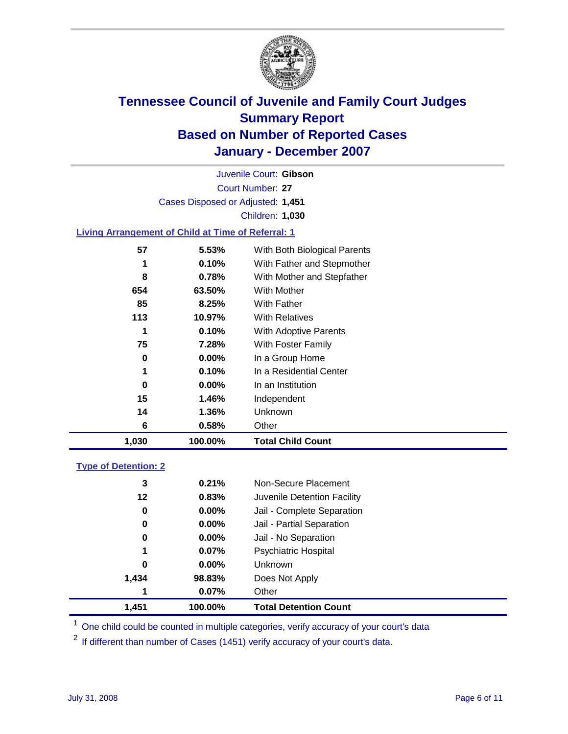# Tennessee Council of Juvenile and Family Court Judges
# Summary Report
# Based on Number of Reported Cases
# January - December 2007

Juvenile Court: **Gibson**

Court Number: **27**

Cases Disposed or Adjusted: **1,451**

Children: **1,030**

### Living Arrangement of Child at Time of Referral: 1

| Count | Percent | Living Arrangement |
|---|---|---|
| 57 | 5.53% | With Both Biological Parents |
| 1 | 0.10% | With Father and Stepmother |
| 8 | 0.78% | With Mother and Stepfather |
| 654 | 63.50% | With Mother |
| 85 | 8.25% | With Father |
| 113 | 10.97% | With Relatives |
| 1 | 0.10% | With Adoptive Parents |
| 75 | 7.28% | With Foster Family |
| 0 | 0.00% | In a Group Home |
| 1 | 0.10% | In a Residential Center |
| 0 | 0.00% | In an Institution |
| 15 | 1.46% | Independent |
| 14 | 1.36% | Unknown |
| 6 | 0.58% | Other |
| **1,030** | **100.00%** | **Total Child Count** |

### Type of Detention: 2

| Count | Percent | Type of Detention |
|---|---|---|
| 3 | 0.21% | Non-Secure Placement |
| 12 | 0.83% | Juvenile Detention Facility |
| 0 | 0.00% | Jail - Complete Separation |
| 0 | 0.00% | Jail - Partial Separation |
| 0 | 0.00% | Jail - No Separation |
| 1 | 0.07% | Psychiatric Hospital |
| 0 | 0.00% | Unknown |
| 1,434 | 98.83% | Does Not Apply |
| 1 | 0.07% | Other |
| **1,451** | **100.00%** | **Total Detention Count** |

[1] One child could be counted in multiple categories, verify accuracy of your court's data

[2] If different than number of Cases (1451) verify accuracy of your court's data.

July 31, 2008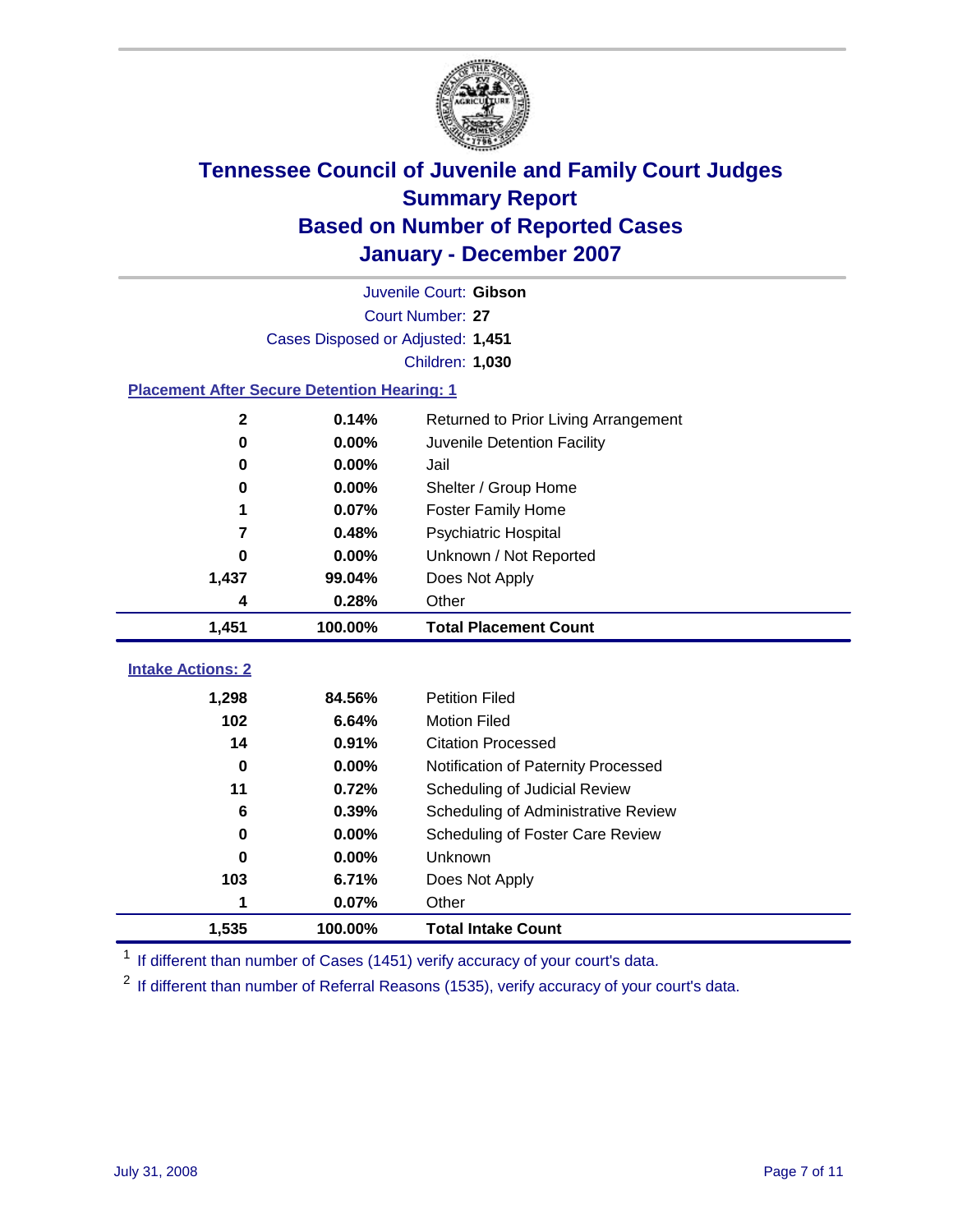# Tennessee Council of Juvenile and Family Court Judges
## Summary Report
## Based on Number of Reported Cases
## January - December 2007

Juvenile Court: **Gibson**

Court Number: **27**

Cases Disposed or Adjusted: **1,451**

Children: **1,030**

### Placement After Secure Detention Hearing: 1

| Count | Percent | Placement |
|---|---|---|
| 2 | 0.14% | Returned to Prior Living Arrangement |
| 0 | 0.00% | Juvenile Detention Facility |
| 0 | 0.00% | Jail |
| 0 | 0.00% | Shelter / Group Home |
| 1 | 0.07% | Foster Family Home |
| 7 | 0.48% | Psychiatric Hospital |
| 0 | 0.00% | Unknown / Not Reported |
| 1,437 | 99.04% | Does Not Apply |
| 4 | 0.28% | Other |
| **1,451** | **100.00%** | **Total Placement Count** |

### Intake Actions: 2

| Count | Percent | Intake Action |
|---|---|---|
| 1,298 | 84.56% | Petition Filed |
| 102 | 6.64% | Motion Filed |
| 14 | 0.91% | Citation Processed |
| 0 | 0.00% | Notification of Paternity Processed |
| 11 | 0.72% | Scheduling of Judicial Review |
| 6 | 0.39% | Scheduling of Administrative Review |
| 0 | 0.00% | Scheduling of Foster Care Review |
| 0 | 0.00% | Unknown |
| 103 | 6.71% | Does Not Apply |
| 1 | 0.07% | Other |
| **1,535** | **100.00%** | **Total Intake Count** |

[1] If different than number of Cases (1451) verify accuracy of your court's data.

[2] If different than number of Referral Reasons (1535), verify accuracy of your court's data.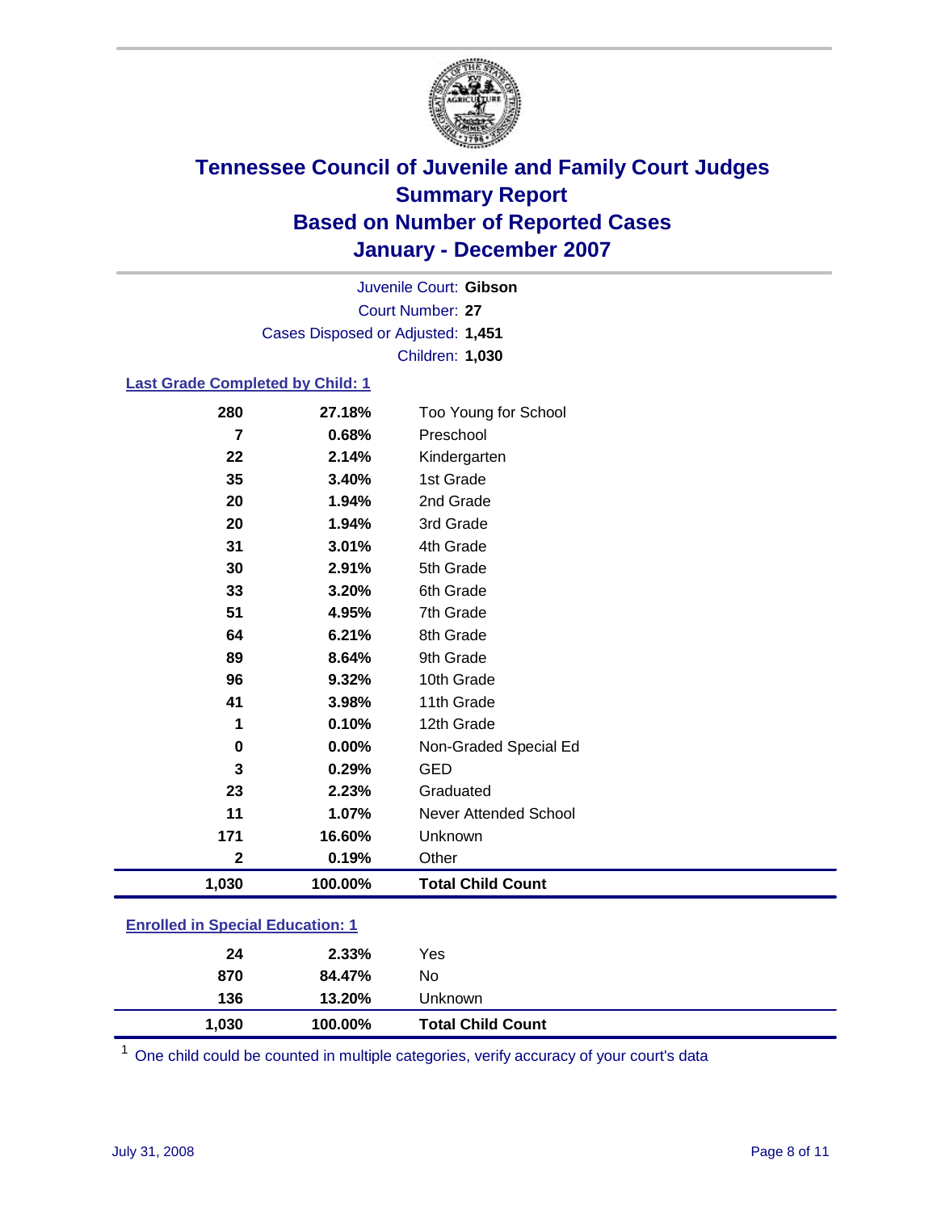# Tennessee Council of Juvenile and Family Court Judges
## Summary Report
## Based on Number of Reported Cases
## January - December 2007

Juvenile Court: **Gibson**
Court Number: **27**
Cases Disposed or Adjusted: **1,451**
Children: **1,030**

### Last Grade Completed by Child: 1

| Count | Percent | Category |
|---|---|---|
| 280 | 27.18% | Too Young for School |
| 7 | 0.68% | Preschool |
| 22 | 2.14% | Kindergarten |
| 35 | 3.40% | 1st Grade |
| 20 | 1.94% | 2nd Grade |
| 20 | 1.94% | 3rd Grade |
| 31 | 3.01% | 4th Grade |
| 30 | 2.91% | 5th Grade |
| 33 | 3.20% | 6th Grade |
| 51 | 4.95% | 7th Grade |
| 64 | 6.21% | 8th Grade |
| 89 | 8.64% | 9th Grade |
| 96 | 9.32% | 10th Grade |
| 41 | 3.98% | 11th Grade |
| 1 | 0.10% | 12th Grade |
| 0 | 0.00% | Non-Graded Special Ed |
| 3 | 0.29% | GED |
| 23 | 2.23% | Graduated |
| 11 | 1.07% | Never Attended School |
| 171 | 16.60% | Unknown |
| 2 | 0.19% | Other |
| **1,030** | **100.00%** | **Total Child Count** |

### Enrolled in Special Education: 1

| Count | Percent | Category |
|---|---|---|
| 24 | 2.33% | Yes |
| 870 | 84.47% | No |
| 136 | 13.20% | Unknown |
| **1,030** | **100.00%** | **Total Child Count** |

[1] One child could be counted in multiple categories, verify accuracy of your court's data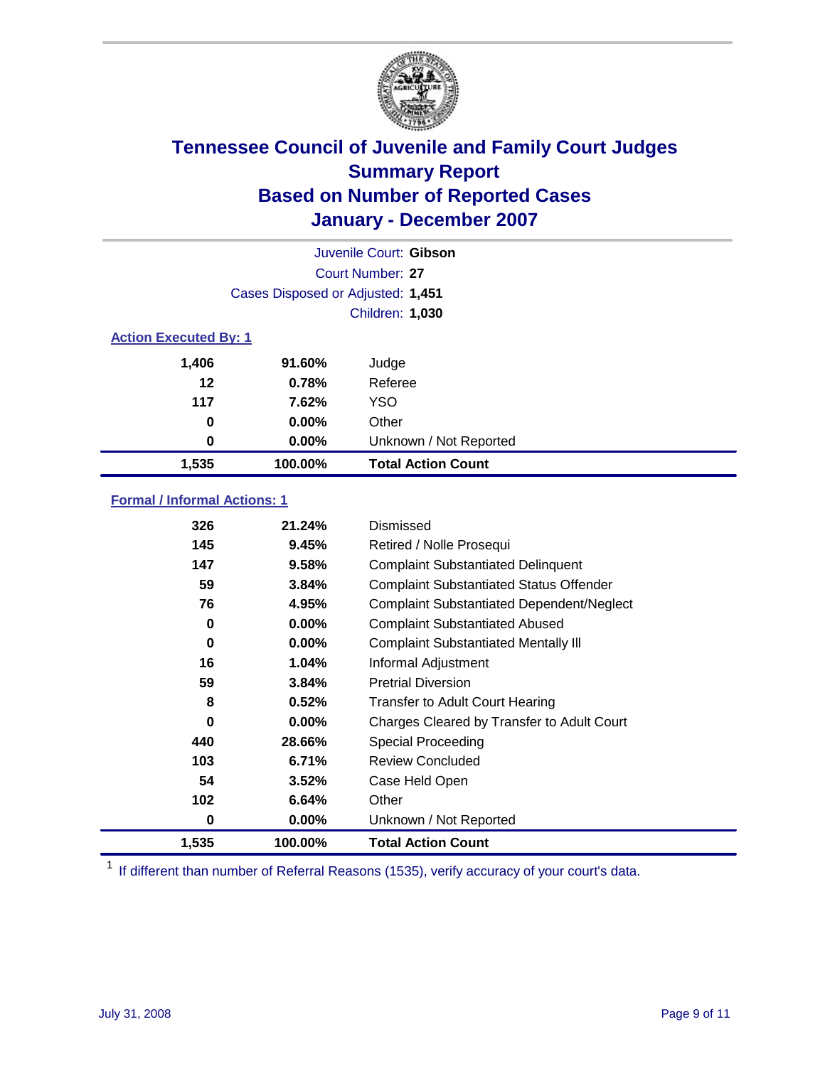# Tennessee Council of Juvenile and Family Court Judges
## Summary Report
## Based on Number of Reported Cases
## January - December 2007

Juvenile Court: **Gibson**

Court Number: **27**

Cases Disposed or Adjusted: **1,451**

Children: **1,030**

### Action Executed By: 1

| | | |
|---|---|---|
| 1,406 | 91.60% | Judge |
| 12 | 0.78% | Referee |
| 117 | 7.62% | YSO |
| 0 | 0.00% | Other |
| 0 | 0.00% | Unknown / Not Reported |
| **1,535** | **100.00%** | **Total Action Count** |

### Formal / Informal Actions: 1

| | | |
|---|---|---|
| 326 | 21.24% | Dismissed |
| 145 | 9.45% | Retired / Nolle Prosequi |
| 147 | 9.58% | Complaint Substantiated Delinquent |
| 59 | 3.84% | Complaint Substantiated Status Offender |
| 76 | 4.95% | Complaint Substantiated Dependent/Neglect |
| 0 | 0.00% | Complaint Substantiated Abused |
| 0 | 0.00% | Complaint Substantiated Mentally Ill |
| 16 | 1.04% | Informal Adjustment |
| 59 | 3.84% | Pretrial Diversion |
| 8 | 0.52% | Transfer to Adult Court Hearing |
| 0 | 0.00% | Charges Cleared by Transfer to Adult Court |
| 440 | 28.66% | Special Proceeding |
| 103 | 6.71% | Review Concluded |
| 54 | 3.52% | Case Held Open |
| 102 | 6.64% | Other |
| 0 | 0.00% | Unknown / Not Reported |
| **1,535** | **100.00%** | **Total Action Count** |

[1] If different than number of Referral Reasons (1535), verify accuracy of your court's data.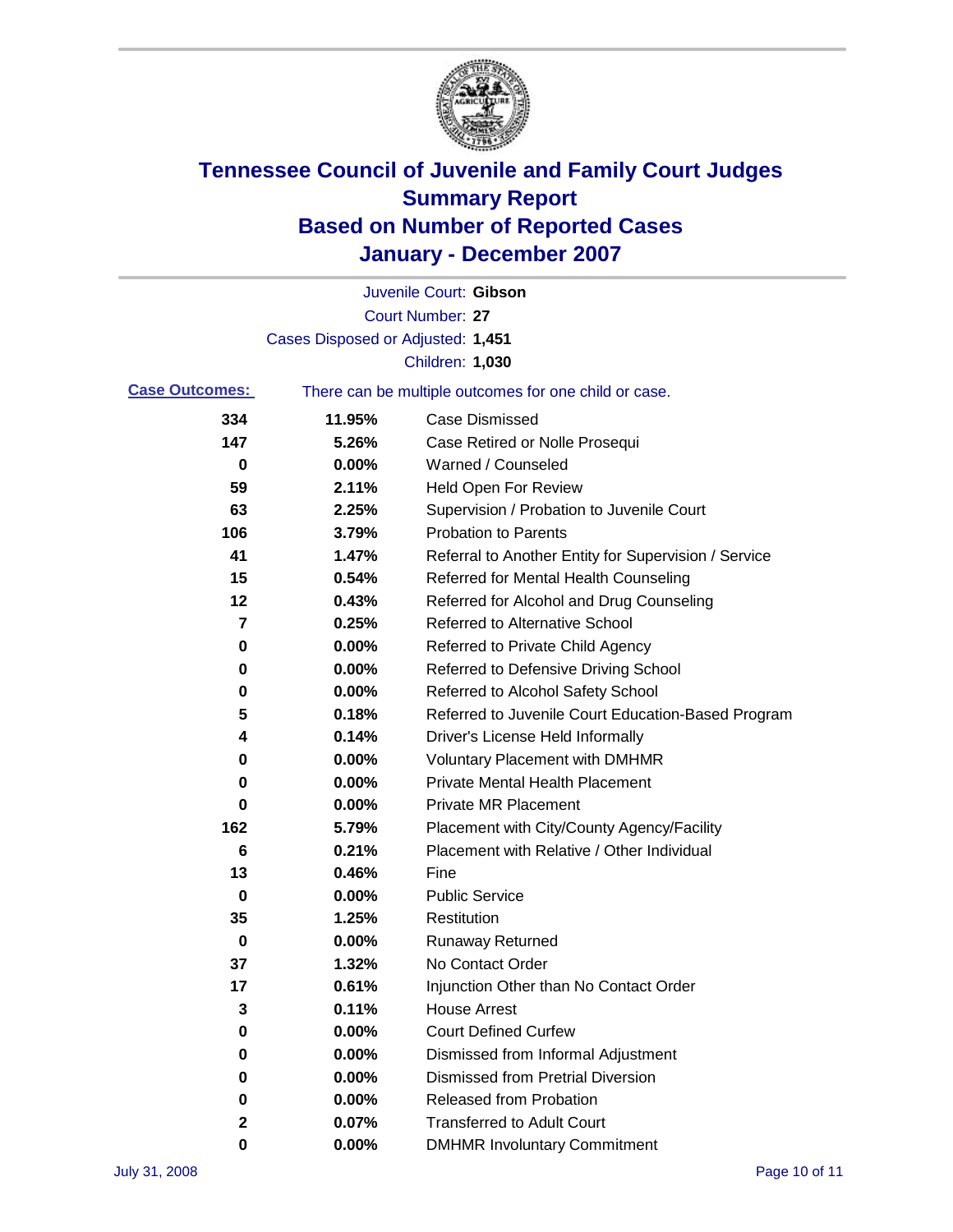# Tennessee Council of Juvenile and Family Court Judges
## Summary Report
## Based on Number of Reported Cases
## January - December 2007

Juvenile Court: **Gibson**
Court Number: **27**
Cases Disposed or Adjusted: **1,451**
Children: **1,030**

**Case Outcomes:** There can be multiple outcomes for one child or case.

| Count | Percent | Outcome |
| --- | --- | --- |
| 334 | 11.95% | Case Dismissed |
| 147 | 5.26% | Case Retired or Nolle Prosequi |
| 0 | 0.00% | Warned / Counseled |
| 59 | 2.11% | Held Open For Review |
| 63 | 2.25% | Supervision / Probation to Juvenile Court |
| 106 | 3.79% | Probation to Parents |
| 41 | 1.47% | Referral to Another Entity for Supervision / Service |
| 15 | 0.54% | Referred for Mental Health Counseling |
| 12 | 0.43% | Referred for Alcohol and Drug Counseling |
| 7 | 0.25% | Referred to Alternative School |
| 0 | 0.00% | Referred to Private Child Agency |
| 0 | 0.00% | Referred to Defensive Driving School |
| 0 | 0.00% | Referred to Alcohol Safety School |
| 5 | 0.18% | Referred to Juvenile Court Education-Based Program |
| 4 | 0.14% | Driver's License Held Informally |
| 0 | 0.00% | Voluntary Placement with DMHMR |
| 0 | 0.00% | Private Mental Health Placement |
| 0 | 0.00% | Private MR Placement |
| 162 | 5.79% | Placement with City/County Agency/Facility |
| 6 | 0.21% | Placement with Relative / Other Individual |
| 13 | 0.46% | Fine |
| 0 | 0.00% | Public Service |
| 35 | 1.25% | Restitution |
| 0 | 0.00% | Runaway Returned |
| 37 | 1.32% | No Contact Order |
| 17 | 0.61% | Injunction Other than No Contact Order |
| 3 | 0.11% | House Arrest |
| 0 | 0.00% | Court Defined Curfew |
| 0 | 0.00% | Dismissed from Informal Adjustment |
| 0 | 0.00% | Dismissed from Pretrial Diversion |
| 0 | 0.00% | Released from Probation |
| 2 | 0.07% | Transferred to Adult Court |
| 0 | 0.00% | DMHMR Involuntary Commitment |

July 31, 2008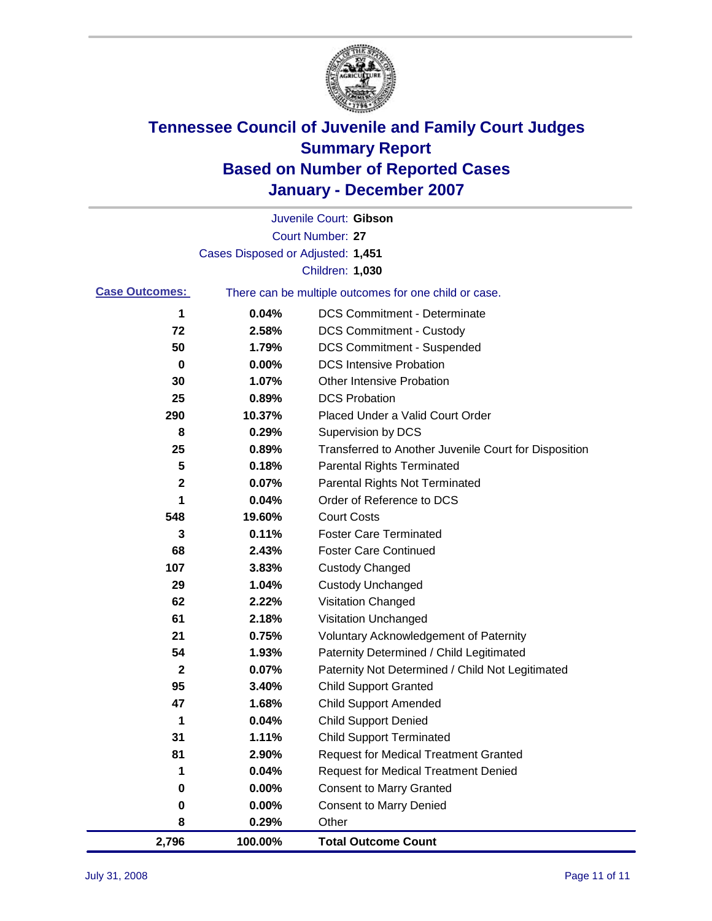# Tennessee Council of Juvenile and Family Court Judges
# Summary Report
# Based on Number of Reported Cases
# January - December 2007

Juvenile Court: **Gibson**
Court Number: **27**
Cases Disposed or Adjusted: **1,451**
Children: **1,030**

**Case Outcomes:** There can be multiple outcomes for one child or case.

| | | |
|---|---|---|
| 1 | 0.04% | DCS Commitment - Determinate |
| 72 | 2.58% | DCS Commitment - Custody |
| 50 | 1.79% | DCS Commitment - Suspended |
| 0 | 0.00% | DCS Intensive Probation |
| 30 | 1.07% | Other Intensive Probation |
| 25 | 0.89% | DCS Probation |
| 290 | 10.37% | Placed Under a Valid Court Order |
| 8 | 0.29% | Supervision by DCS |
| 25 | 0.89% | Transferred to Another Juvenile Court for Disposition |
| 5 | 0.18% | Parental Rights Terminated |
| 2 | 0.07% | Parental Rights Not Terminated |
| 1 | 0.04% | Order of Reference to DCS |
| 548 | 19.60% | Court Costs |
| 3 | 0.11% | Foster Care Terminated |
| 68 | 2.43% | Foster Care Continued |
| 107 | 3.83% | Custody Changed |
| 29 | 1.04% | Custody Unchanged |
| 62 | 2.22% | Visitation Changed |
| 61 | 2.18% | Visitation Unchanged |
| 21 | 0.75% | Voluntary Acknowledgement of Paternity |
| 54 | 1.93% | Paternity Determined / Child Legitimated |
| 2 | 0.07% | Paternity Not Determined / Child Not Legitimated |
| 95 | 3.40% | Child Support Granted |
| 47 | 1.68% | Child Support Amended |
| 1 | 0.04% | Child Support Denied |
| 31 | 1.11% | Child Support Terminated |
| 81 | 2.90% | Request for Medical Treatment Granted |
| 1 | 0.04% | Request for Medical Treatment Denied |
| 0 | 0.00% | Consent to Marry Granted |
| 0 | 0.00% | Consent to Marry Denied |
| 8 | 0.29% | Other |
| **2,796** | **100.00%** | **Total Outcome Count** |